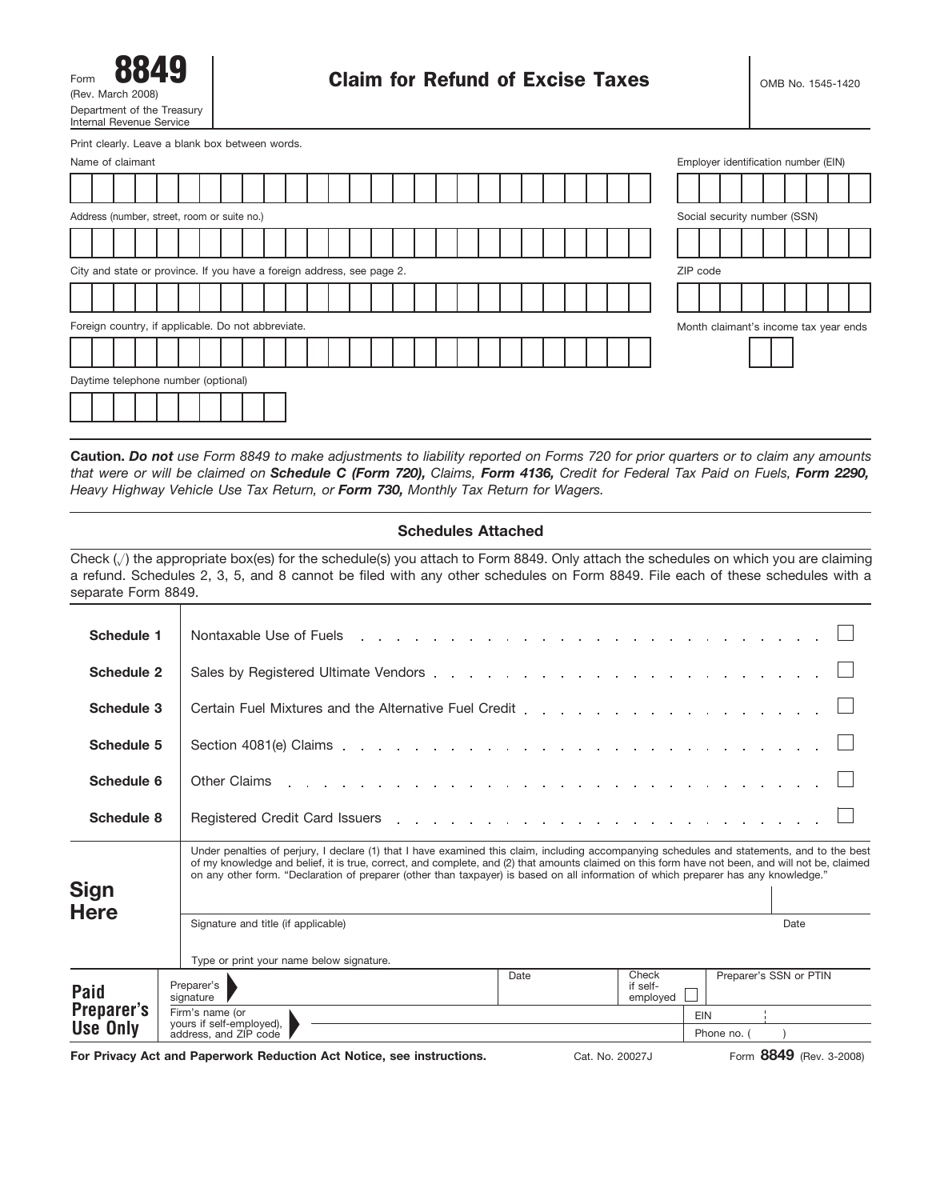# Form 8849

(Rev. March 2008)
Department of the Treasury
Internal Revenue Service

## Claim for Refund of Excise Taxes

OMB No. 1545-1420

Print clearly. Leave a blank box between words.

| | |
|---|---|
| Name of claimant | Employer identification number (EIN) |
| Address (number, street, room or suite no.) | Social security number (SSN) |
| City and state or province. If you have a foreign address, see page 2. | ZIP code |
| Foreign country, if applicable. Do not abbreviate. | Month claimant's income tax year ends |
| Daytime telephone number (optional) | |

**Caution.** ***Do not*** *use Form 8849 to make adjustments to liability reported on Forms 720 for prior quarters or to claim any amounts that were or will be claimed on* ***Schedule C (Form 720),*** *Claims,* ***Form 4136,*** *Credit for Federal Tax Paid on Fuels,* ***Form 2290,*** *Heavy Highway Vehicle Use Tax Return, or* ***Form 730,*** *Monthly Tax Return for Wagers.*

### Schedules Attached

Check (√) the appropriate box(es) for the schedule(s) you attach to Form 8849. Only attach the schedules on which you are claiming a refund. Schedules 2, 3, 5, and 8 cannot be filed with any other schedules on Form 8849. File each of these schedules with a separate Form 8849.

| Schedule | Description | |
|---|---|---|
| **Schedule 1** | Nontaxable Use of Fuels | ☐ |
| **Schedule 2** | Sales by Registered Ultimate Vendors | ☐ |
| **Schedule 3** | Certain Fuel Mixtures and the Alternative Fuel Credit | ☐ |
| **Schedule 5** | Section 4081(e) Claims | ☐ |
| **Schedule 6** | Other Claims | ☐ |
| **Schedule 8** | Registered Credit Card Issuers | ☐ |

**Sign Here**

Under penalties of perjury, I declare (1) that I have examined this claim, including accompanying schedules and statements, and to the best of my knowledge and belief, it is true, correct, and complete, and (2) that amounts claimed on this form have not been, and will not be, claimed on any other form. "Declaration of preparer (other than taxpayer) is based on all information of which preparer has any knowledge."

Signature and title (if applicable) | Date

Type or print your name below signature.

**Paid Preparer's Use Only**

| | | | |
|---|---|---|---|
| Preparer's signature | Date | Check if self-employed ☐ | Preparer's SSN or PTIN |
| Firm's name (or yours if self-employed), address, and ZIP code | | EIN | |
| | | Phone no. ( ) | |

**For Privacy Act and Paperwork Reduction Act Notice, see instructions.** Cat. No. 20027J Form **8849** (Rev. 3-2008)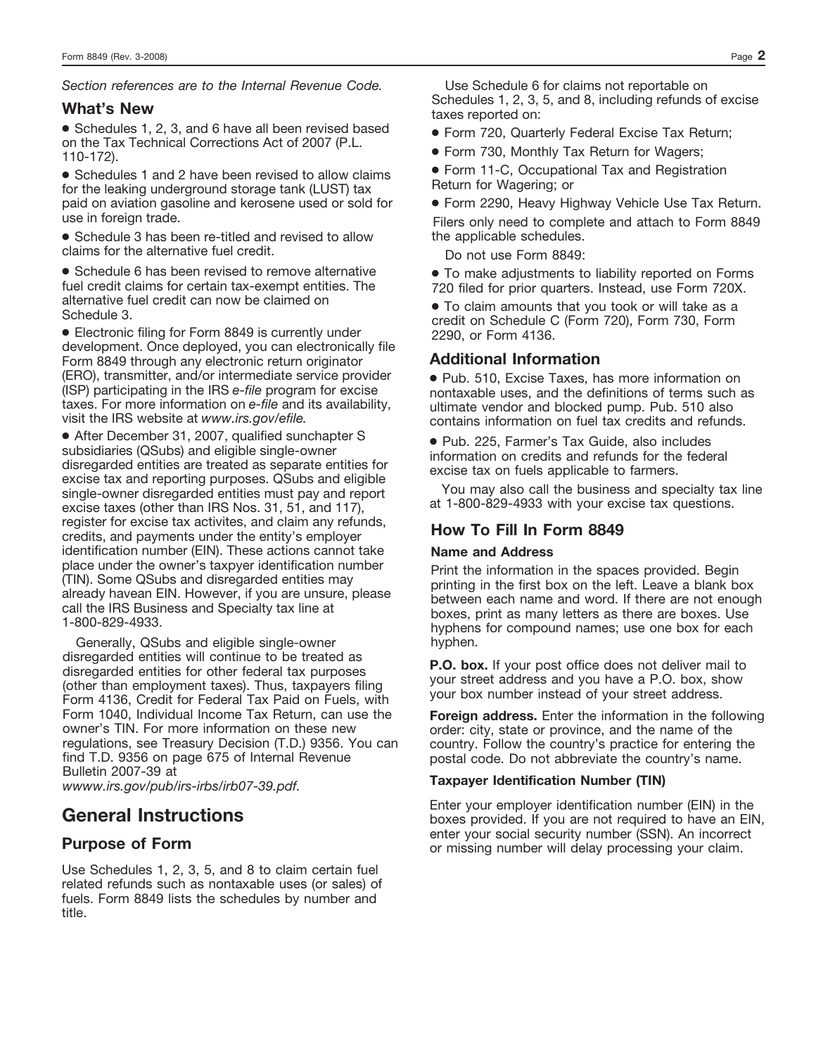*Section references are to the Internal Revenue Code.*

## What's New

- Schedules 1, 2, 3, and 6 have all been revised based on the Tax Technical Corrections Act of 2007 (P.L. 110-172).
- Schedules 1 and 2 have been revised to allow claims for the leaking underground storage tank (LUST) tax paid on aviation gasoline and kerosene used or sold for use in foreign trade.
- Schedule 3 has been re-titled and revised to allow claims for the alternative fuel credit.
- Schedule 6 has been revised to remove alternative fuel credit claims for certain tax-exempt entities. The alternative fuel credit can now be claimed on Schedule 3.
- Electronic filing for Form 8849 is currently under development. Once deployed, you can electronically file Form 8849 through any electronic return originator (ERO), transmitter, and/or intermediate service provider (ISP) participating in the IRS *e-file* program for excise taxes. For more information on *e-file* and its availability, visit the IRS website at *www.irs.gov/efile.*
- After December 31, 2007, qualified sunchapter S subsidiaries (QSubs) and eligible single-owner disregarded entities are treated as separate entities for excise tax and reporting purposes. QSubs and eligible single-owner disregarded entities must pay and report excise taxes (other than IRS Nos. 31, 51, and 117), register for excise tax activites, and claim any refunds, credits, and payments under the entity's employer identification number (EIN). These actions cannot take place under the owner's taxpyer identification number (TIN). Some QSubs and disregarded entities may already havean EIN. However, if you are unsure, please call the IRS Business and Specialty tax line at 1-800-829-4933.

Generally, QSubs and eligible single-owner disregarded entities will continue to be treated as disregarded entities for other federal tax purposes (other than employment taxes). Thus, taxpayers filing Form 4136, Credit for Federal Tax Paid on Fuels, with Form 1040, Individual Income Tax Return, can use the owner's TIN. For more information on these new regulations, see Treasury Decision (T.D.) 9356. You can find T.D. 9356 on page 675 of Internal Revenue Bulletin 2007-39 at *wwww.irs.gov/pub/irs-irbs/irb07-39.pdf.*

# General Instructions

## Purpose of Form

Use Schedules 1, 2, 3, 5, and 8 to claim certain fuel related refunds such as nontaxable uses (or sales) of fuels. Form 8849 lists the schedules by number and title.

Use Schedule 6 for claims not reportable on Schedules 1, 2, 3, 5, and 8, including refunds of excise taxes reported on:

- Form 720, Quarterly Federal Excise Tax Return;
- Form 730, Monthly Tax Return for Wagers;
- Form 11-C, Occupational Tax and Registration Return for Wagering; or
- Form 2290, Heavy Highway Vehicle Use Tax Return.

Filers only need to complete and attach to Form 8849 the applicable schedules.

Do not use Form 8849:

- To make adjustments to liability reported on Forms 720 filed for prior quarters. Instead, use Form 720X.
- To claim amounts that you took or will take as a credit on Schedule C (Form 720), Form 730, Form 2290, or Form 4136.

## Additional Information

- Pub. 510, Excise Taxes, has more information on nontaxable uses, and the definitions of terms such as ultimate vendor and blocked pump. Pub. 510 also contains information on fuel tax credits and refunds.
- Pub. 225, Farmer's Tax Guide, also includes information on credits and refunds for the federal excise tax on fuels applicable to farmers.

You may also call the business and specialty tax line at 1-800-829-4933 with your excise tax questions.

## How To Fill In Form 8849

### Name and Address

Print the information in the spaces provided. Begin printing in the first box on the left. Leave a blank box between each name and word. If there are not enough boxes, print as many letters as there are boxes. Use hyphens for compound names; use one box for each hyphen.

**P.O. box.** If your post office does not deliver mail to your street address and you have a P.O. box, show your box number instead of your street address.

**Foreign address.** Enter the information in the following order: city, state or province, and the name of the country. Follow the country's practice for entering the postal code. Do not abbreviate the country's name.

### Taxpayer Identification Number (TIN)

Enter your employer identification number (EIN) in the boxes provided. If you are not required to have an EIN, enter your social security number (SSN). An incorrect or missing number will delay processing your claim.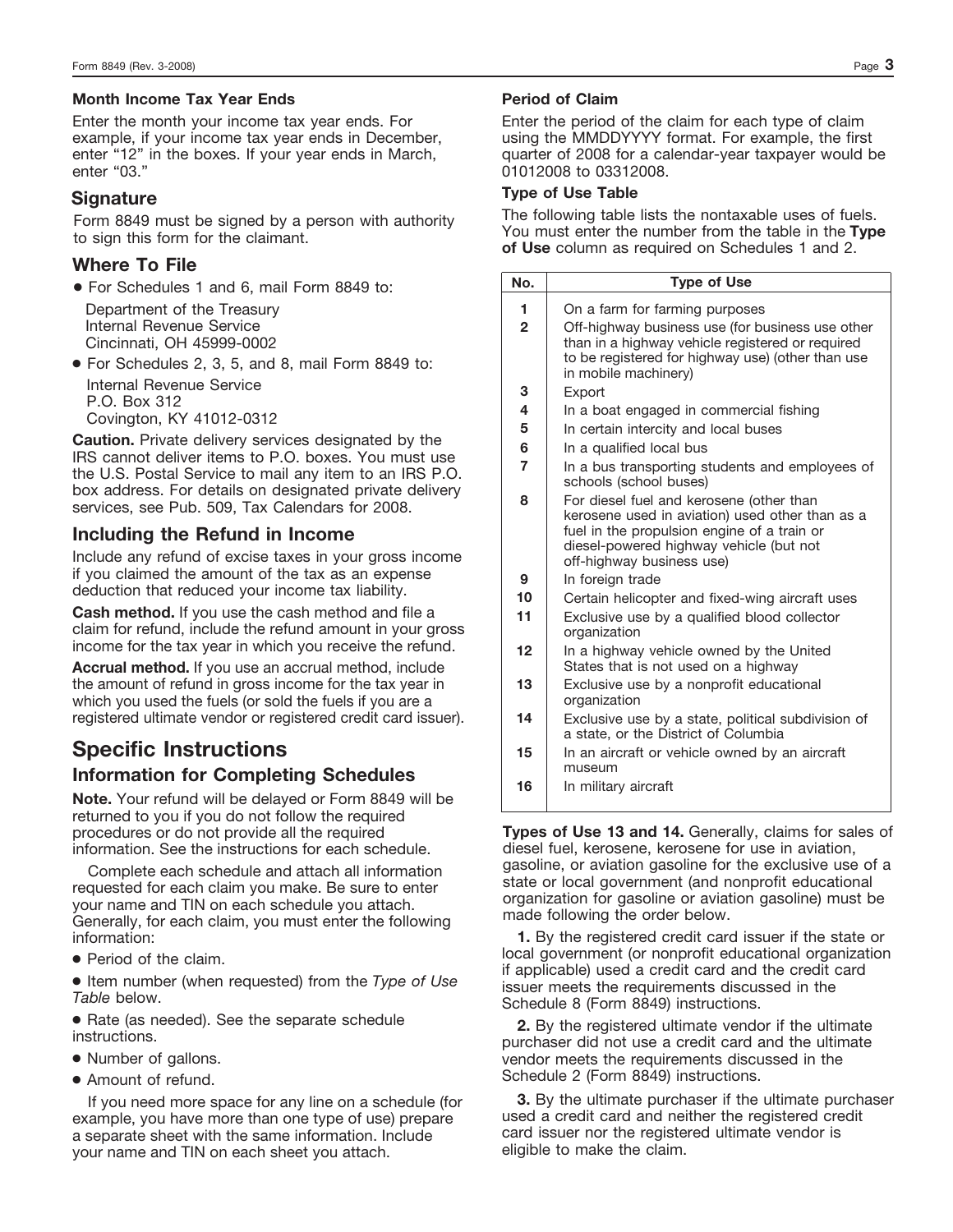**Month Income Tax Year Ends**

Enter the month your income tax year ends. For example, if your income tax year ends in December, enter "12" in the boxes. If your year ends in March, enter "03."

## Signature

Form 8849 must be signed by a person with authority to sign this form for the claimant.

## Where To File

- For Schedules 1 and 6, mail Form 8849 to:

  Department of the Treasury
  Internal Revenue Service
  Cincinnati, OH 45999-0002

- For Schedules 2, 3, 5, and 8, mail Form 8849 to:

  Internal Revenue Service
  P.O. Box 312
  Covington, KY 41012-0312

**Caution.** Private delivery services designated by the IRS cannot deliver items to P.O. boxes. You must use the U.S. Postal Service to mail any item to an IRS P.O. box address. For details on designated private delivery services, see Pub. 509, Tax Calendars for 2008.

## Including the Refund in Income

Include any refund of excise taxes in your gross income if you claimed the amount of the tax as an expense deduction that reduced your income tax liability.

**Cash method.** If you use the cash method and file a claim for refund, include the refund amount in your gross income for the tax year in which you receive the refund.

**Accrual method.** If you use an accrual method, include the amount of refund in gross income for the tax year in which you used the fuels (or sold the fuels if you are a registered ultimate vendor or registered credit card issuer).

# Specific Instructions

## Information for Completing Schedules

**Note.** Your refund will be delayed or Form 8849 will be returned to you if you do not follow the required procedures or do not provide all the required information. See the instructions for each schedule.

Complete each schedule and attach all information requested for each claim you make. Be sure to enter your name and TIN on each schedule you attach. Generally, for each claim, you must enter the following information:

- Period of the claim.
- Item number (when requested) from the *Type of Use Table* below.
- Rate (as needed). See the separate schedule instructions.
- Number of gallons.
- Amount of refund.

If you need more space for any line on a schedule (for example, you have more than one type of use) prepare a separate sheet with the same information. Include your name and TIN on each sheet you attach.

**Period of Claim**

Enter the period of the claim for each type of claim using the MMDDYYYY format. For example, the first quarter of 2008 for a calendar-year taxpayer would be 01012008 to 03312008.

**Type of Use Table**

The following table lists the nontaxable uses of fuels. You must enter the number from the table in the **Type of Use** column as required on Schedules 1 and 2.

| No. | Type of Use |
|---|---|
| 1 | On a farm for farming purposes |
| 2 | Off-highway business use (for business use other than in a highway vehicle registered or required to be registered for highway use) (other than use in mobile machinery) |
| 3 | Export |
| 4 | In a boat engaged in commercial fishing |
| 5 | In certain intercity and local buses |
| 6 | In a qualified local bus |
| 7 | In a bus transporting students and employees of schools (school buses) |
| 8 | For diesel fuel and kerosene (other than kerosene used in aviation) used other than as a fuel in the propulsion engine of a train or diesel-powered highway vehicle (but not off-highway business use) |
| 9 | In foreign trade |
| 10 | Certain helicopter and fixed-wing aircraft uses |
| 11 | Exclusive use by a qualified blood collector organization |
| 12 | In a highway vehicle owned by the United States that is not used on a highway |
| 13 | Exclusive use by a nonprofit educational organization |
| 14 | Exclusive use by a state, political subdivision of a state, or the District of Columbia |
| 15 | In an aircraft or vehicle owned by an aircraft museum |
| 16 | In military aircraft |

**Types of Use 13 and 14.** Generally, claims for sales of diesel fuel, kerosene, kerosene for use in aviation, gasoline, or aviation gasoline for the exclusive use of a state or local government (and nonprofit educational organization for gasoline or aviation gasoline) must be made following the order below.

**1.** By the registered credit card issuer if the state or local government (or nonprofit educational organization if applicable) used a credit card and the credit card issuer meets the requirements discussed in the Schedule 8 (Form 8849) instructions.

**2.** By the registered ultimate vendor if the ultimate purchaser did not use a credit card and the ultimate vendor meets the requirements discussed in the Schedule 2 (Form 8849) instructions.

**3.** By the ultimate purchaser if the ultimate purchaser used a credit card and neither the registered credit card issuer nor the registered ultimate vendor is eligible to make the claim.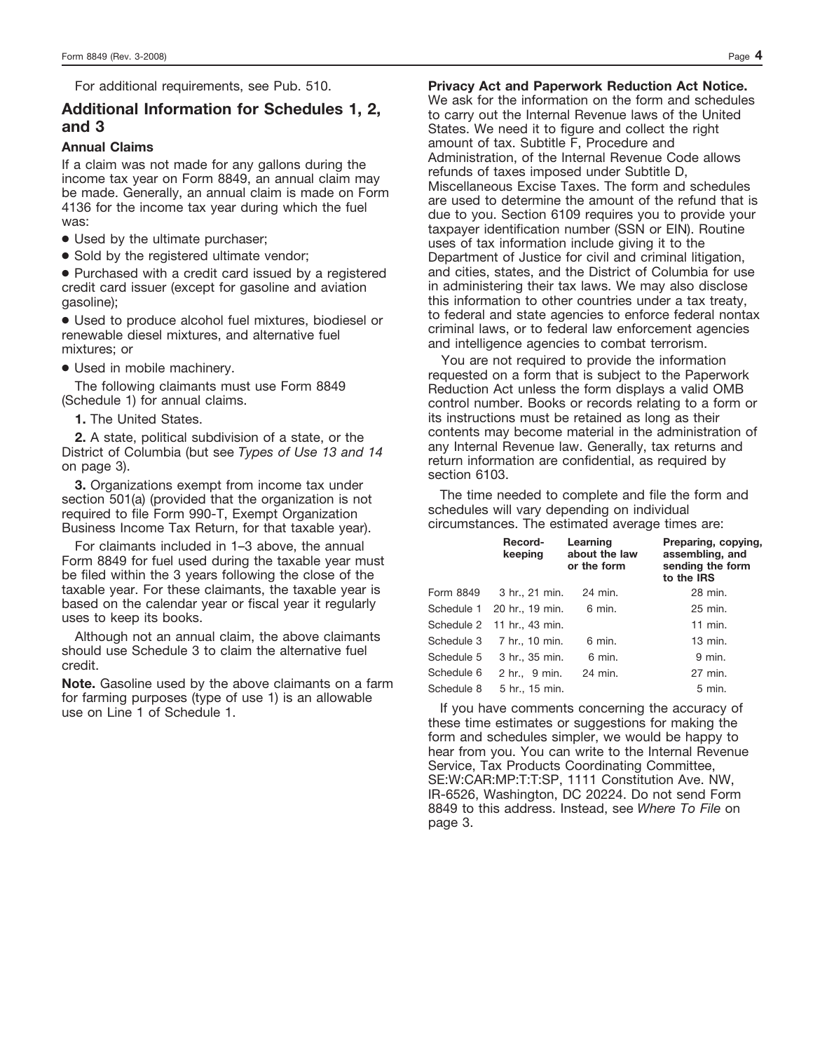For additional requirements, see Pub. 510.

## Additional Information for Schedules 1, 2, and 3

### Annual Claims

If a claim was not made for any gallons during the income tax year on Form 8849, an annual claim may be made. Generally, an annual claim is made on Form 4136 for the income tax year during which the fuel was:

- Used by the ultimate purchaser;
- Sold by the registered ultimate vendor;
- Purchased with a credit card issued by a registered credit card issuer (except for gasoline and aviation gasoline);
- Used to produce alcohol fuel mixtures, biodiesel or renewable diesel mixtures, and alternative fuel mixtures; or
- Used in mobile machinery.

The following claimants must use Form 8849 (Schedule 1) for annual claims.

**1.** The United States.

**2.** A state, political subdivision of a state, or the District of Columbia (but see *Types of Use 13 and 14* on page 3).

**3.** Organizations exempt from income tax under section 501(a) (provided that the organization is not required to file Form 990-T, Exempt Organization Business Income Tax Return, for that taxable year).

For claimants included in 1–3 above, the annual Form 8849 for fuel used during the taxable year must be filed within the 3 years following the close of the taxable year. For these claimants, the taxable year is based on the calendar year or fiscal year it regularly uses to keep its books.

Although not an annual claim, the above claimants should use Schedule 3 to claim the alternative fuel credit.

**Note.** Gasoline used by the above claimants on a farm for farming purposes (type of use 1) is an allowable use on Line 1 of Schedule 1.

**Privacy Act and Paperwork Reduction Act Notice.** We ask for the information on the form and schedules to carry out the Internal Revenue laws of the United States. We need it to figure and collect the right amount of tax. Subtitle F, Procedure and Administration, of the Internal Revenue Code allows refunds of taxes imposed under Subtitle D, Miscellaneous Excise Taxes. The form and schedules are used to determine the amount of the refund that is due to you. Section 6109 requires you to provide your taxpayer identification number (SSN or EIN). Routine uses of tax information include giving it to the Department of Justice for civil and criminal litigation, and cities, states, and the District of Columbia for use in administering their tax laws. We may also disclose this information to other countries under a tax treaty, to federal and state agencies to enforce federal nontax criminal laws, or to federal law enforcement agencies and intelligence agencies to combat terrorism.

You are not required to provide the information requested on a form that is subject to the Paperwork Reduction Act unless the form displays a valid OMB control number. Books or records relating to a form or its instructions must be retained as long as their contents may become material in the administration of any Internal Revenue law. Generally, tax returns and return information are confidential, as required by section 6103.

The time needed to complete and file the form and schedules will vary depending on individual circumstances. The estimated average times are:

| | Record-keeping | Learning about the law or the form | Preparing, copying, assembling, and sending the form to the IRS |
|---|---|---|---|
| Form 8849 | 3 hr., 21 min. | 24 min. | 28 min. |
| Schedule 1 | 20 hr., 19 min. | 6 min. | 25 min. |
| Schedule 2 | 11 hr., 43 min. | | 11 min. |
| Schedule 3 | 7 hr., 10 min. | 6 min. | 13 min. |
| Schedule 5 | 3 hr., 35 min. | 6 min. | 9 min. |
| Schedule 6 | 2 hr., 9 min. | 24 min. | 27 min. |
| Schedule 8 | 5 hr., 15 min. | | 5 min. |

If you have comments concerning the accuracy of these time estimates or suggestions for making the form and schedules simpler, we would be happy to hear from you. You can write to the Internal Revenue Service, Tax Products Coordinating Committee, SE:W:CAR:MP:T:T:SP, 1111 Constitution Ave. NW, IR-6526, Washington, DC 20224. Do not send Form 8849 to this address. Instead, see *Where To File* on page 3.